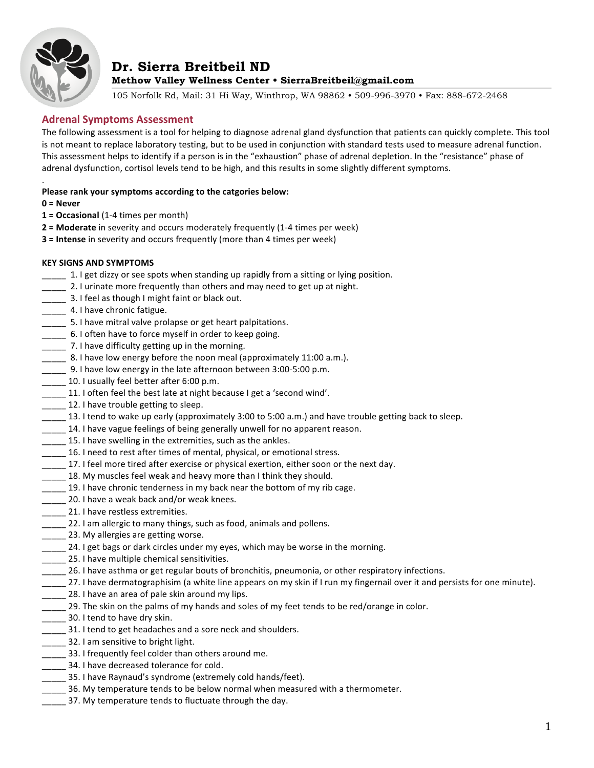# Dr. Sierra Breitbeil ND

**Methow Valley Wellness Center • SierraBreitbeil@gmail.com**

105 Norfolk Rd, Mail: 31 Hi Way, Winthrop, WA 98862 • 509-996-3970 • Fax: 888-672-2468

## Adrenal Symptoms Assessment

The following assessment is a tool for helping to diagnose adrenal gland dysfunction that patients can quickly complete. This tool is not meant to replace laboratory testing, but to be used in conjunction with standard tests used to measure adrenal function. This assessment helps to identify if a person is in the "exhaustion" phase of adrenal depletion. In the "resistance" phase of adrenal dysfunction, cortisol levels tend to be high, and this results in some slightly different symptoms.

.

**Please rank your symptoms according to the catgories below:**

**0 = Never**
**1 = Occasional** (1-4 times per month)
**2 = Moderate** in severity and occurs moderately frequently (1-4 times per week)
**3 = Intense** in severity and occurs frequently (more than 4 times per week)

**KEY SIGNS AND SYMPTOMS**

_____ 1. I get dizzy or see spots when standing up rapidly from a sitting or lying position.
_____ 2. I urinate more frequently than others and may need to get up at night.
_____ 3. I feel as though I might faint or black out.
_____ 4. I have chronic fatigue.
_____ 5. I have mitral valve prolapse or get heart palpitations.
_____ 6. I often have to force myself in order to keep going.
_____ 7. I have difficulty getting up in the morning.
_____ 8. I have low energy before the noon meal (approximately 11:00 a.m.).
_____ 9. I have low energy in the late afternoon between 3:00-5:00 p.m.
_____ 10. I usually feel better after 6:00 p.m.
_____ 11. I often feel the best late at night because I get a 'second wind'.
_____ 12. I have trouble getting to sleep.
_____ 13. I tend to wake up early (approximately 3:00 to 5:00 a.m.) and have trouble getting back to sleep.
_____ 14. I have vague feelings of being generally unwell for no apparent reason.
_____ 15. I have swelling in the extremities, such as the ankles.
_____ 16. I need to rest after times of mental, physical, or emotional stress.
_____ 17. I feel more tired after exercise or physical exertion, either soon or the next day.
_____ 18. My muscles feel weak and heavy more than I think they should.
_____ 19. I have chronic tenderness in my back near the bottom of my rib cage.
_____ 20. I have a weak back and/or weak knees.
_____ 21. I have restless extremities.
_____ 22. I am allergic to many things, such as food, animals and pollens.
_____ 23. My allergies are getting worse.
_____ 24. I get bags or dark circles under my eyes, which may be worse in the morning.
_____ 25. I have multiple chemical sensitivities.
_____ 26. I have asthma or get regular bouts of bronchitis, pneumonia, or other respiratory infections.
_____ 27. I have dermatographism (a white line appears on my skin if I run my fingernail over it and persists for one minute).
_____ 28. I have an area of pale skin around my lips.
_____ 29. The skin on the palms of my hands and soles of my feet tends to be red/orange in color.
_____ 30. I tend to have dry skin.
_____ 31. I tend to get headaches and a sore neck and shoulders.
_____ 32. I am sensitive to bright light.
_____ 33. I frequently feel colder than others around me.
_____ 34. I have decreased tolerance for cold.
_____ 35. I have Raynaud's syndrome (extremely cold hands/feet).
_____ 36. My temperature tends to be below normal when measured with a thermometer.
_____ 37. My temperature tends to fluctuate through the day.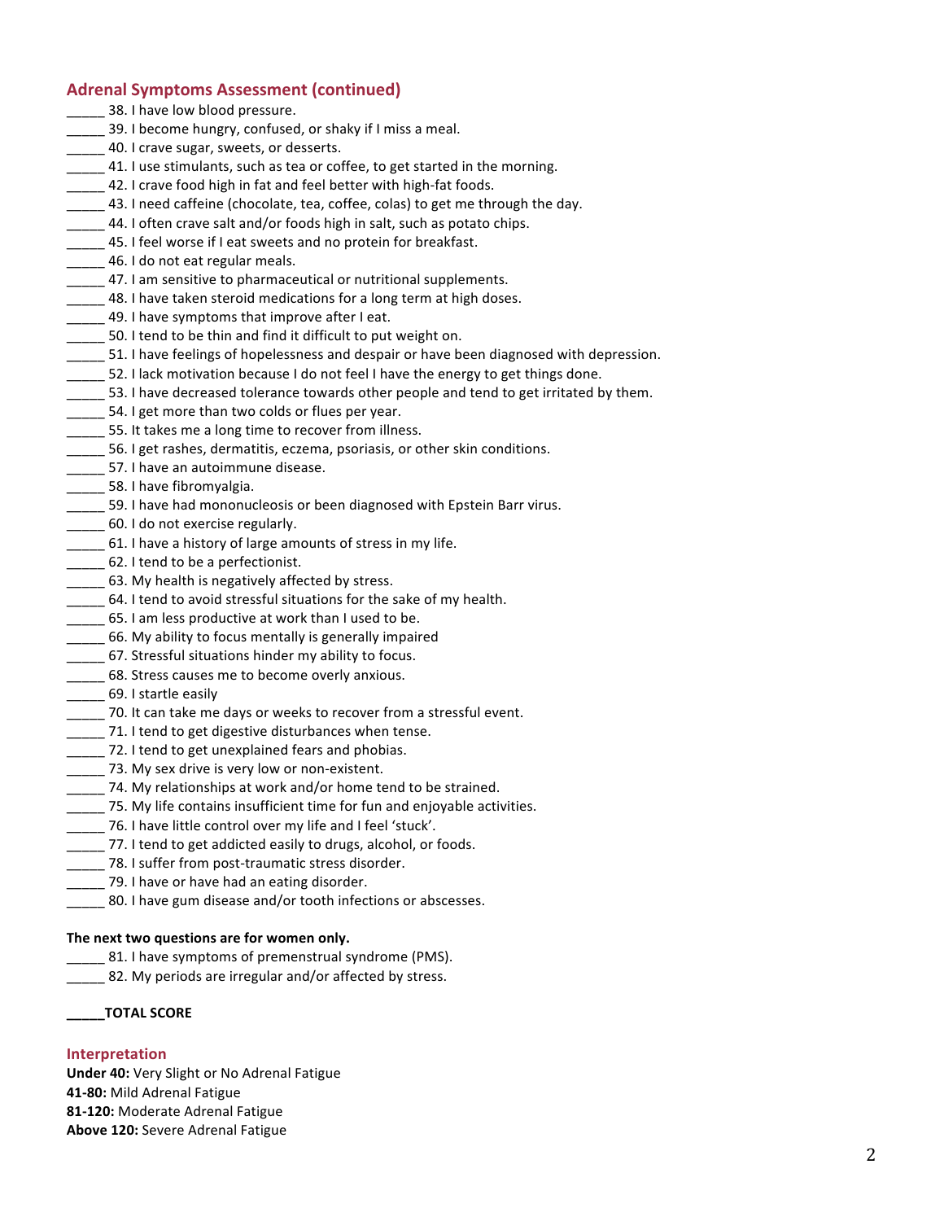## Adrenal Symptoms Assessment (continued)

_____ 38. I have low blood pressure.
_____ 39. I become hungry, confused, or shaky if I miss a meal.
_____ 40. I crave sugar, sweets, or desserts.
_____ 41. I use stimulants, such as tea or coffee, to get started in the morning.
_____ 42. I crave food high in fat and feel better with high-fat foods.
_____ 43. I need caffeine (chocolate, tea, coffee, colas) to get me through the day.
_____ 44. I often crave salt and/or foods high in salt, such as potato chips.
_____ 45. I feel worse if I eat sweets and no protein for breakfast.
_____ 46. I do not eat regular meals.
_____ 47. I am sensitive to pharmaceutical or nutritional supplements.
_____ 48. I have taken steroid medications for a long term at high doses.
_____ 49. I have symptoms that improve after I eat.
_____ 50. I tend to be thin and find it difficult to put weight on.
_____ 51. I have feelings of hopelessness and despair or have been diagnosed with depression.
_____ 52. I lack motivation because I do not feel I have the energy to get things done.
_____ 53. I have decreased tolerance towards other people and tend to get irritated by them.
_____ 54. I get more than two colds or flues per year.
_____ 55. It takes me a long time to recover from illness.
_____ 56. I get rashes, dermatitis, eczema, psoriasis, or other skin conditions.
_____ 57. I have an autoimmune disease.
_____ 58. I have fibromyalgia.
_____ 59. I have had mononucleosis or been diagnosed with Epstein Barr virus.
_____ 60. I do not exercise regularly.
_____ 61. I have a history of large amounts of stress in my life.
_____ 62. I tend to be a perfectionist.
_____ 63. My health is negatively affected by stress.
_____ 64. I tend to avoid stressful situations for the sake of my health.
_____ 65. I am less productive at work than I used to be.
_____ 66. My ability to focus mentally is generally impaired
_____ 67. Stressful situations hinder my ability to focus.
_____ 68. Stress causes me to become overly anxious.
_____ 69. I startle easily
_____ 70. It can take me days or weeks to recover from a stressful event.
_____ 71. I tend to get digestive disturbances when tense.
_____ 72. I tend to get unexplained fears and phobias.
_____ 73. My sex drive is very low or non-existent.
_____ 74. My relationships at work and/or home tend to be strained.
_____ 75. My life contains insufficient time for fun and enjoyable activities.
_____ 76. I have little control over my life and I feel 'stuck'.
_____ 77. I tend to get addicted easily to drugs, alcohol, or foods.
_____ 78. I suffer from post-traumatic stress disorder.
_____ 79. I have or have had an eating disorder.
_____ 80. I have gum disease and/or tooth infections or abscesses.

**The next two questions are for women only.**

_____ 81. I have symptoms of premenstrual syndrome (PMS).
_____ 82. My periods are irregular and/or affected by stress.

**_____TOTAL SCORE**

## Interpretation

**Under 40:** Very Slight or No Adrenal Fatigue
**41-80:** Mild Adrenal Fatigue
**81-120:** Moderate Adrenal Fatigue
**Above 120:** Severe Adrenal Fatigue